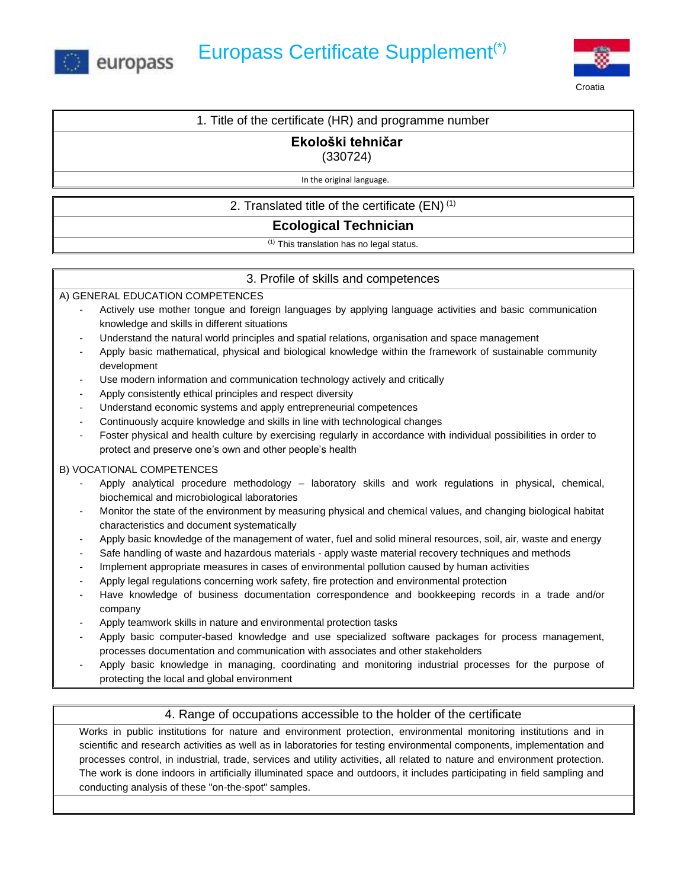# Europass Certificate Supplement(*)

Croatia

## 1. Title of the certificate (HR) and programme number

**Ekološki tehničar**

(330724)

In the original language.

## 2. Translated title of the certificate (EN) (1)

**Ecological Technician**

(1) This translation has no legal status.

## 3. Profile of skills and competences

A) GENERAL EDUCATION COMPETENCES

- Actively use mother tongue and foreign languages by applying language activities and basic communication knowledge and skills in different situations
- Understand the natural world principles and spatial relations, organisation and space management
- Apply basic mathematical, physical and biological knowledge within the framework of sustainable community development
- Use modern information and communication technology actively and critically
- Apply consistently ethical principles and respect diversity
- Understand economic systems and apply entrepreneurial competences
- Continuously acquire knowledge and skills in line with technological changes
- Foster physical and health culture by exercising regularly in accordance with individual possibilities in order to protect and preserve one's own and other people's health

B) VOCATIONAL COMPETENCES

- Apply analytical procedure methodology – laboratory skills and work regulations in physical, chemical, biochemical and microbiological laboratories
- Monitor the state of the environment by measuring physical and chemical values, and changing biological habitat characteristics and document systematically
- Apply basic knowledge of the management of water, fuel and solid mineral resources, soil, air, waste and energy
- Safe handling of waste and hazardous materials - apply waste material recovery techniques and methods
- Implement appropriate measures in cases of environmental pollution caused by human activities
- Apply legal regulations concerning work safety, fire protection and environmental protection
- Have knowledge of business documentation correspondence and bookkeeping records in a trade and/or company
- Apply teamwork skills in nature and environmental protection tasks
- Apply basic computer-based knowledge and use specialized software packages for process management, processes documentation and communication with associates and other stakeholders
- Apply basic knowledge in managing, coordinating and monitoring industrial processes for the purpose of protecting the local and global environment

## 4. Range of occupations accessible to the holder of the certificate

Works in public institutions for nature and environment protection, environmental monitoring institutions and in scientific and research activities as well as in laboratories for testing environmental components, implementation and processes control, in industrial, trade, services and utility activities, all related to nature and environment protection. The work is done indoors in artificially illuminated space and outdoors, it includes participating in field sampling and conducting analysis of these "on-the-spot" samples.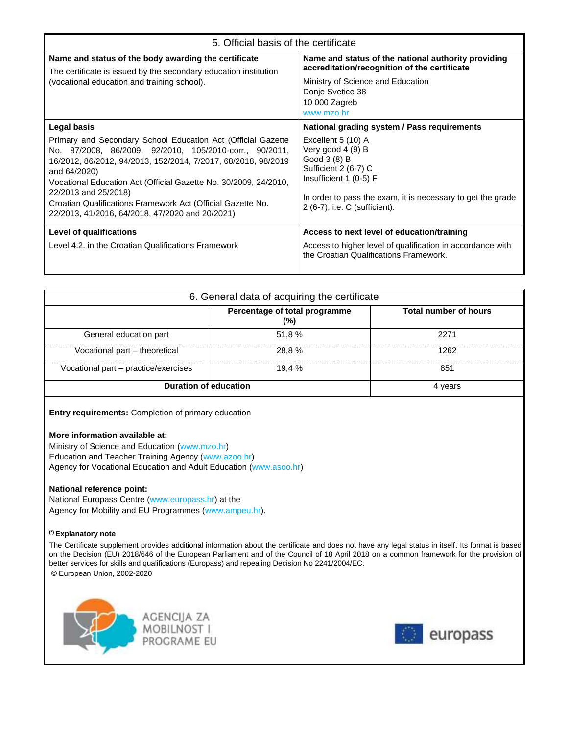## 5. Official basis of the certificate

| Name and status of the body awarding the certificate | Name and status of the national authority providing accreditation/recognition of the certificate |
|---|---|
| The certificate is issued by the secondary education institution (vocational education and training school). | Ministry of Science and Education<br>Donje Svetice 38<br>10 000 Zagreb<br>www.mzo.hr |
| **Legal basis** | **National grading system / Pass requirements** |
| Primary and Secondary School Education Act (Official Gazette No. 87/2008, 86/2009, 92/2010, 105/2010-corr., 90/2011, 16/2012, 86/2012, 94/2013, 152/2014, 7/2017, 68/2018, 98/2019 and 64/2020)<br>Vocational Education Act (Official Gazette No. 30/2009, 24/2010, 22/2013 and 25/2018)<br>Croatian Qualifications Framework Act (Official Gazette No. 22/2013, 41/2016, 64/2018, 47/2020 and 20/2021) | Excellent 5 (10) A<br>Very good 4 (9) B<br>Good 3 (8) B<br>Sufficient 2 (6-7) C<br>Insufficient 1 (0-5) F<br><br>In order to pass the exam, it is necessary to get the grade 2 (6-7), i.e. C (sufficient). |
| **Level of qualifications** | **Access to next level of education/training** |
| Level 4.2. in the Croatian Qualifications Framework | Access to higher level of qualification in accordance with the Croatian Qualifications Framework. |

## 6. General data of acquiring the certificate

| | Percentage of total programme (%) | Total number of hours |
|---|---|---|
| General education part | 51,8 % | 2271 |
| Vocational part – theoretical | 28,8 % | 1262 |
| Vocational part – practice/exercises | 19,4 % | 851 |
| **Duration of education** | | 4 years |

**Entry requirements:** Completion of primary education

**More information available at:**
Ministry of Science and Education (www.mzo.hr)
Education and Teacher Training Agency (www.azoo.hr)
Agency for Vocational Education and Adult Education (www.asoo.hr)

**National reference point:**
National Europass Centre (www.europass.hr) at the
Agency for Mobility and EU Programmes (www.ampeu.hr).

**(*) Explanatory note**

The Certificate supplement provides additional information about the certificate and does not have any legal status in itself. Its format is based on the Decision (EU) 2018/646 of the European Parliament and of the Council of 18 April 2018 on a common framework for the provision of better services for skills and qualifications (Europass) and repealing Decision No 2241/2004/EC.

© European Union, 2002-2020

AGENCIJA ZA MOBILNOST I PROGRAME EU

europass